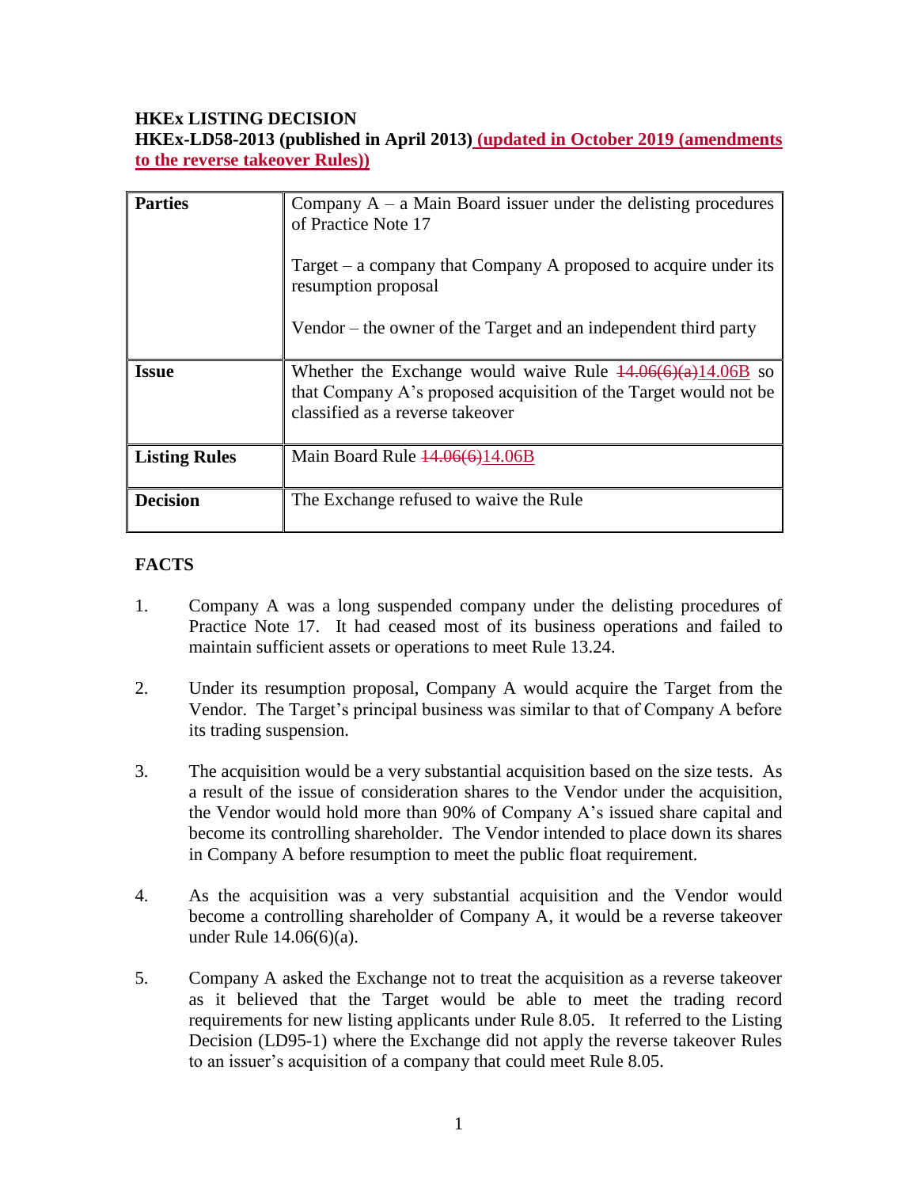**HKEx LISTING DECISION**
**HKEx-LD58-2013 (published in April 2013) (updated in October 2019 (amendments to the reverse takeover Rules))**

| | |
|---|---|
| **Parties** | Company A – a Main Board issuer under the delisting procedures of Practice Note 17<br><br>Target – a company that Company A proposed to acquire under its resumption proposal<br><br>Vendor – the owner of the Target and an independent third party |
| **Issue** | Whether the Exchange would waive Rule ~~14.06(6)(a)~~14.06B so that Company A's proposed acquisition of the Target would not be classified as a reverse takeover |
| **Listing Rules** | Main Board Rule ~~14.06(6)~~14.06B |
| **Decision** | The Exchange refused to waive the Rule |

**FACTS**

1. Company A was a long suspended company under the delisting procedures of Practice Note 17. It had ceased most of its business operations and failed to maintain sufficient assets or operations to meet Rule 13.24.

2. Under its resumption proposal, Company A would acquire the Target from the Vendor. The Target's principal business was similar to that of Company A before its trading suspension.

3. The acquisition would be a very substantial acquisition based on the size tests. As a result of the issue of consideration shares to the Vendor under the acquisition, the Vendor would hold more than 90% of Company A's issued share capital and become its controlling shareholder. The Vendor intended to place down its shares in Company A before resumption to meet the public float requirement.

4. As the acquisition was a very substantial acquisition and the Vendor would become a controlling shareholder of Company A, it would be a reverse takeover under Rule 14.06(6)(a).

5. Company A asked the Exchange not to treat the acquisition as a reverse takeover as it believed that the Target would be able to meet the trading record requirements for new listing applicants under Rule 8.05. It referred to the Listing Decision (LD95-1) where the Exchange did not apply the reverse takeover Rules to an issuer's acquisition of a company that could meet Rule 8.05.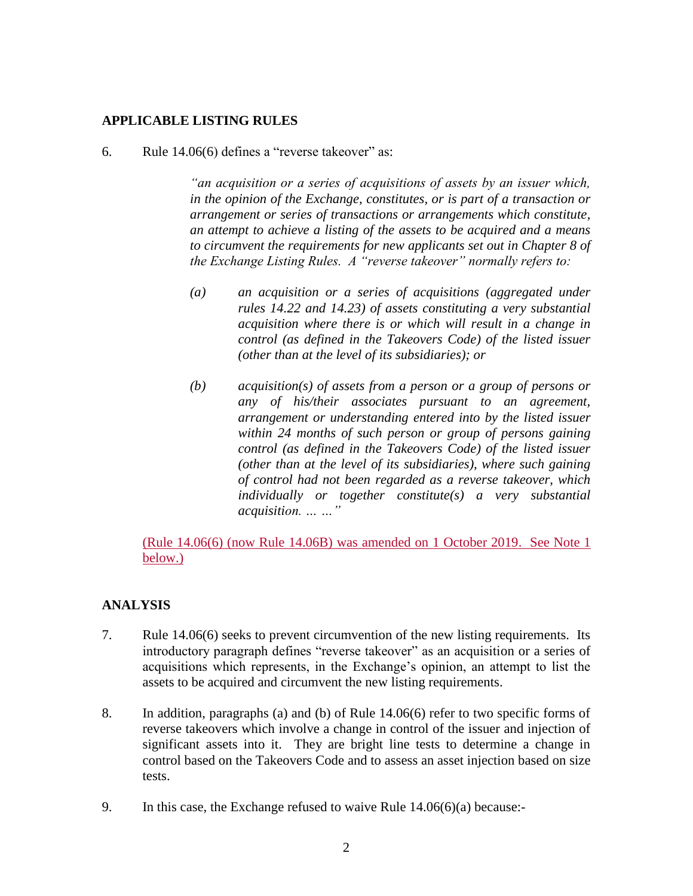## APPLICABLE LISTING RULES

6. Rule 14.06(6) defines a "reverse takeover" as:

   > *"an acquisition or a series of acquisitions of assets by an issuer which, in the opinion of the Exchange, constitutes, or is part of a transaction or arrangement or series of transactions or arrangements which constitute, an attempt to achieve a listing of the assets to be acquired and a means to circumvent the requirements for new applicants set out in Chapter 8 of the Exchange Listing Rules. A "reverse takeover" normally refers to:*
   >
   > *(a) an acquisition or a series of acquisitions (aggregated under rules 14.22 and 14.23) of assets constituting a very substantial acquisition where there is or which will result in a change in control (as defined in the Takeovers Code) of the listed issuer (other than at the level of its subsidiaries); or*
   >
   > *(b) acquisition(s) of assets from a person or a group of persons or any of his/their associates pursuant to an agreement, arrangement or understanding entered into by the listed issuer within 24 months of such person or group of persons gaining control (as defined in the Takeovers Code) of the listed issuer (other than at the level of its subsidiaries), where such gaining of control had not been regarded as a reverse takeover, which individually or together constitute(s) a very substantial acquisition. … …"*

   (Rule 14.06(6) (now Rule 14.06B) was amended on 1 October 2019. See Note 1 below.)

## ANALYSIS

7. Rule 14.06(6) seeks to prevent circumvention of the new listing requirements. Its introductory paragraph defines "reverse takeover" as an acquisition or a series of acquisitions which represents, in the Exchange's opinion, an attempt to list the assets to be acquired and circumvent the new listing requirements.

8. In addition, paragraphs (a) and (b) of Rule 14.06(6) refer to two specific forms of reverse takeovers which involve a change in control of the issuer and injection of significant assets into it. They are bright line tests to determine a change in control based on the Takeovers Code and to assess an asset injection based on size tests.

9. In this case, the Exchange refused to waive Rule 14.06(6)(a) because:-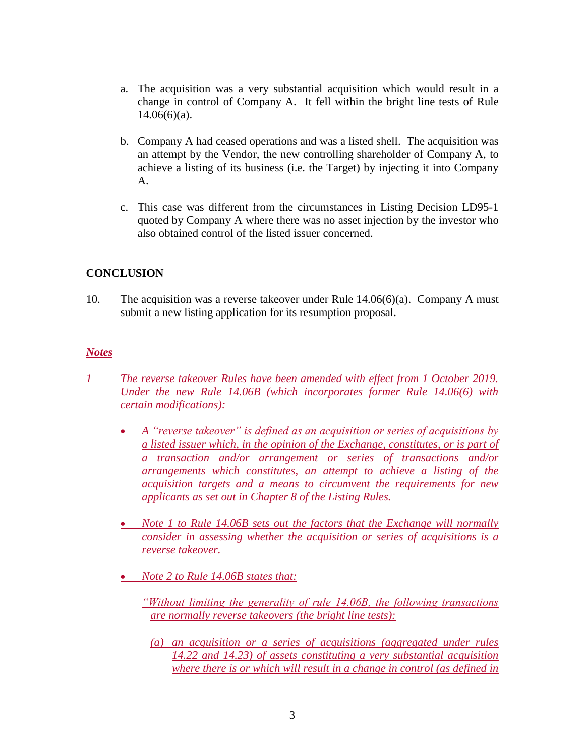a. The acquisition was a very substantial acquisition which would result in a change in control of Company A. It fell within the bright line tests of Rule 14.06(6)(a).

b. Company A had ceased operations and was a listed shell. The acquisition was an attempt by the Vendor, the new controlling shareholder of Company A, to achieve a listing of its business (i.e. the Target) by injecting it into Company A.

c. This case was different from the circumstances in Listing Decision LD95-1 quoted by Company A where there was no asset injection by the investor who also obtained control of the listed issuer concerned.

**CONCLUSION**

10. The acquisition was a reverse takeover under Rule 14.06(6)(a). Company A must submit a new listing application for its resumption proposal.

***Notes***

*1 The reverse takeover Rules have been amended with effect from 1 October 2019. Under the new Rule 14.06B (which incorporates former Rule 14.06(6) with certain modifications):*

- *A "reverse takeover" is defined as an acquisition or series of acquisitions by a listed issuer which, in the opinion of the Exchange, constitutes, or is part of a transaction and/or arrangement or series of transactions and/or arrangements which constitutes, an attempt to achieve a listing of the acquisition targets and a means to circumvent the requirements for new applicants as set out in Chapter 8 of the Listing Rules.*

- *Note 1 to Rule 14.06B sets out the factors that the Exchange will normally consider in assessing whether the acquisition or series of acquisitions is a reverse takeover.*

- *Note 2 to Rule 14.06B states that:*

  *"Without limiting the generality of rule 14.06B, the following transactions are normally reverse takeovers (the bright line tests):*

  *(a) an acquisition or a series of acquisitions (aggregated under rules 14.22 and 14.23) of assets constituting a very substantial acquisition where there is or which will result in a change in control (as defined in*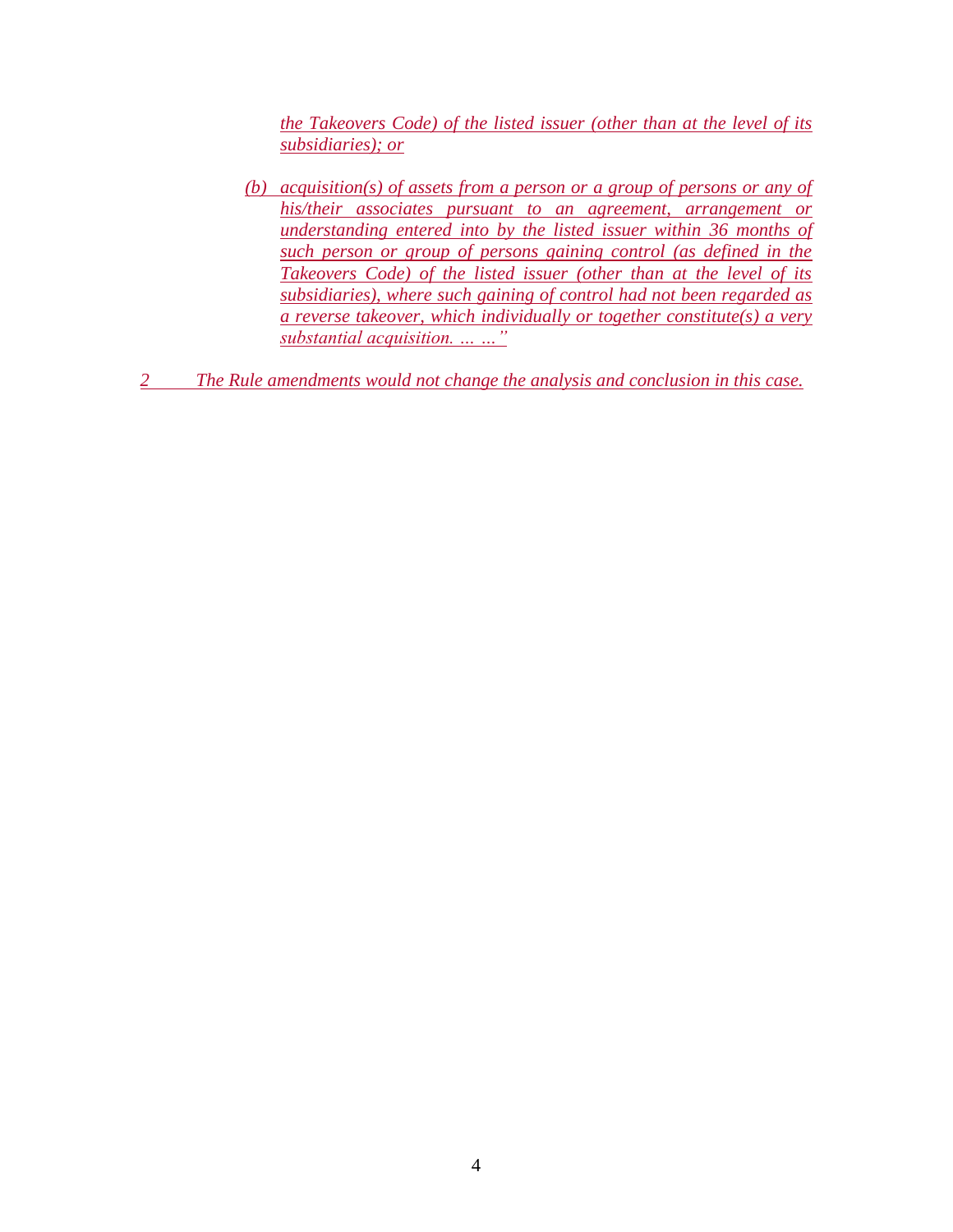*the Takeovers Code) of the listed issuer (other than at the level of its subsidiaries); or*

*(b) acquisition(s) of assets from a person or a group of persons or any of his/their associates pursuant to an agreement, arrangement or understanding entered into by the listed issuer within 36 months of such person or group of persons gaining control (as defined in the Takeovers Code) of the listed issuer (other than at the level of its subsidiaries), where such gaining of control had not been regarded as a reverse takeover, which individually or together constitute(s) a very substantial acquisition. … …"*

*2 The Rule amendments would not change the analysis and conclusion in this case.*